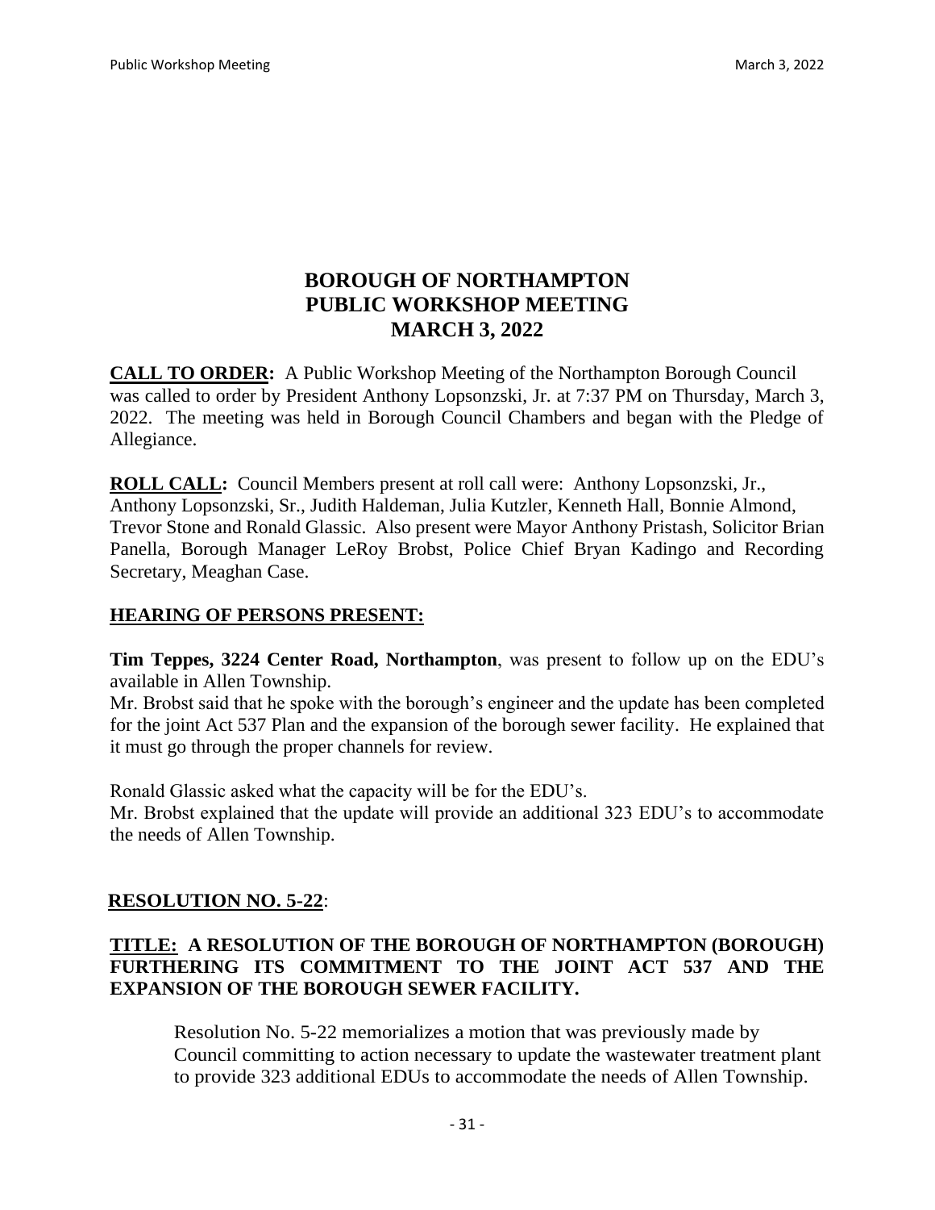# BOROUGH OF NORTHAMPTON
# PUBLIC WORKSHOP MEETING
# MARCH 3, 2022

**CALL TO ORDER:** A Public Workshop Meeting of the Northampton Borough Council was called to order by President Anthony Lopsonzski, Jr. at 7:37 PM on Thursday, March 3, 2022. The meeting was held in Borough Council Chambers and began with the Pledge of Allegiance.

**ROLL CALL:** Council Members present at roll call were: Anthony Lopsonzski, Jr., Anthony Lopsonzski, Sr., Judith Haldeman, Julia Kutzler, Kenneth Hall, Bonnie Almond, Trevor Stone and Ronald Glassic. Also present were Mayor Anthony Pristash, Solicitor Brian Panella, Borough Manager LeRoy Brobst, Police Chief Bryan Kadingo and Recording Secretary, Meaghan Case.

## HEARING OF PERSONS PRESENT:

**Tim Teppes, 3224 Center Road, Northampton**, was present to follow up on the EDU's available in Allen Township.

Mr. Brobst said that he spoke with the borough's engineer and the update has been completed for the joint Act 537 Plan and the expansion of the borough sewer facility. He explained that it must go through the proper channels for review.

Ronald Glassic asked what the capacity will be for the EDU's.

Mr. Brobst explained that the update will provide an additional 323 EDU's to accommodate the needs of Allen Township.

## RESOLUTION NO. 5-22:

**TITLE: A RESOLUTION OF THE BOROUGH OF NORTHAMPTON (BOROUGH) FURTHERING ITS COMMITMENT TO THE JOINT ACT 537 AND THE EXPANSION OF THE BOROUGH SEWER FACILITY.**

Resolution No. 5-22 memorializes a motion that was previously made by Council committing to action necessary to update the wastewater treatment plant to provide 323 additional EDUs to accommodate the needs of Allen Township.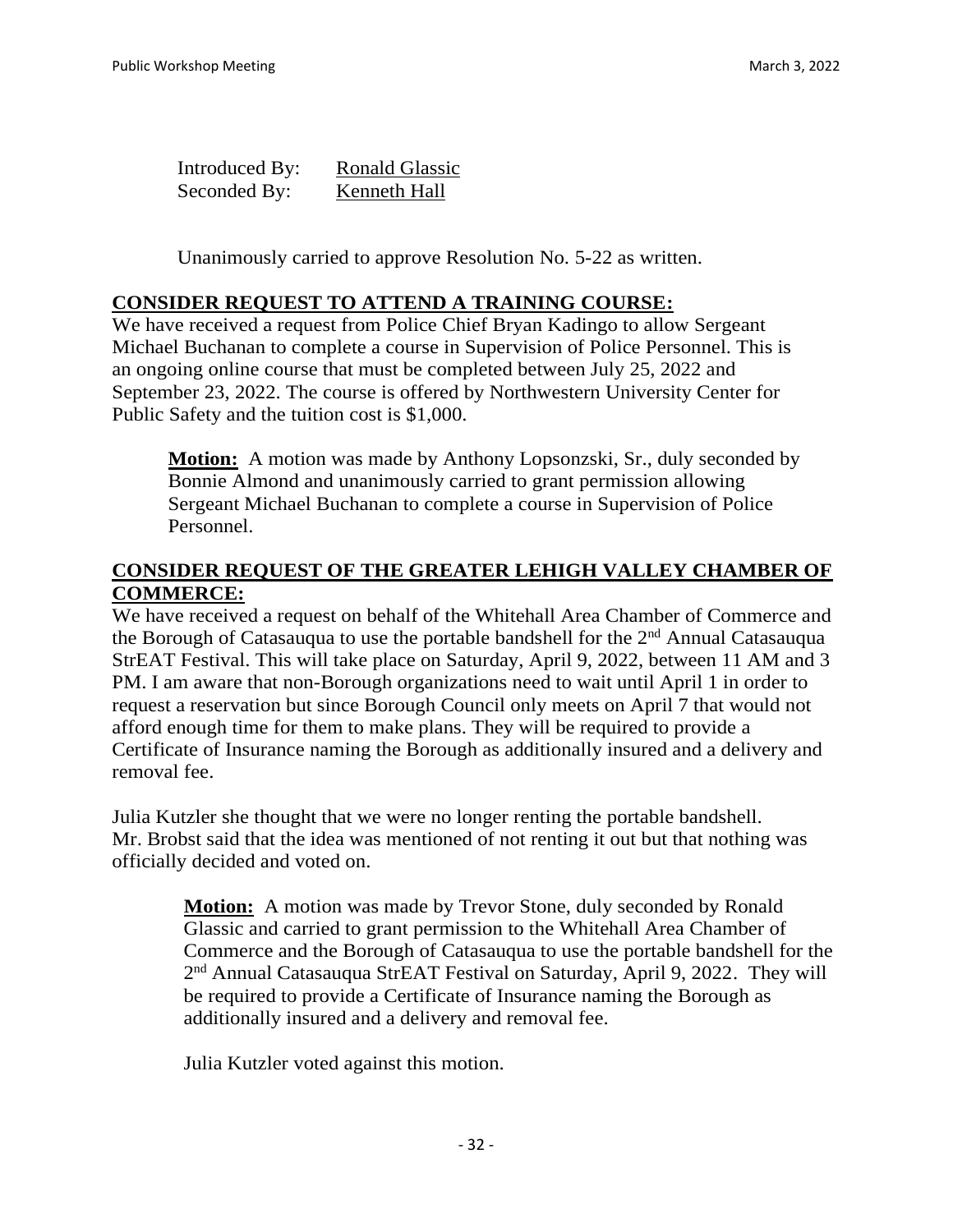Introduced By: Ronald Glassic
Seconded By: Kenneth Hall

Unanimously carried to approve Resolution No. 5-22 as written.

## CONSIDER REQUEST TO ATTEND A TRAINING COURSE:

We have received a request from Police Chief Bryan Kadingo to allow Sergeant Michael Buchanan to complete a course in Supervision of Police Personnel. This is an ongoing online course that must be completed between July 25, 2022 and September 23, 2022. The course is offered by Northwestern University Center for Public Safety and the tuition cost is $1,000.

**Motion:** A motion was made by Anthony Lopsonzski, Sr., duly seconded by Bonnie Almond and unanimously carried to grant permission allowing Sergeant Michael Buchanan to complete a course in Supervision of Police Personnel.

## CONSIDER REQUEST OF THE GREATER LEHIGH VALLEY CHAMBER OF COMMERCE:

We have received a request on behalf of the Whitehall Area Chamber of Commerce and the Borough of Catasauqua to use the portable bandshell for the 2nd Annual Catasauqua StrEAT Festival. This will take place on Saturday, April 9, 2022, between 11 AM and 3 PM. I am aware that non-Borough organizations need to wait until April 1 in order to request a reservation but since Borough Council only meets on April 7 that would not afford enough time for them to make plans. They will be required to provide a Certificate of Insurance naming the Borough as additionally insured and a delivery and removal fee.

Julia Kutzler she thought that we were no longer renting the portable bandshell. Mr. Brobst said that the idea was mentioned of not renting it out but that nothing was officially decided and voted on.

**Motion:** A motion was made by Trevor Stone, duly seconded by Ronald Glassic and carried to grant permission to the Whitehall Area Chamber of Commerce and the Borough of Catasauqua to use the portable bandshell for the 2nd Annual Catasauqua StrEAT Festival on Saturday, April 9, 2022. They will be required to provide a Certificate of Insurance naming the Borough as additionally insured and a delivery and removal fee.

Julia Kutzler voted against this motion.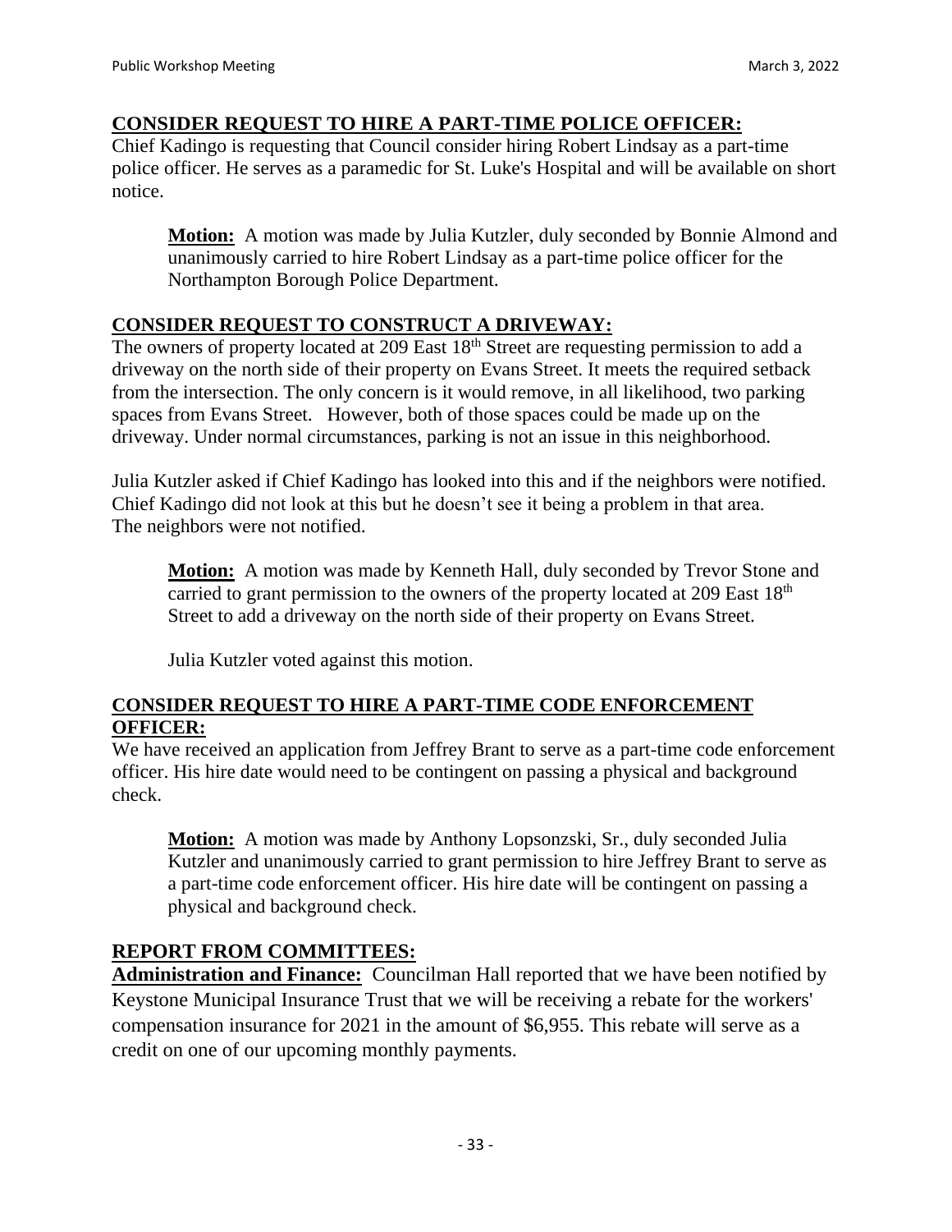## CONSIDER REQUEST TO HIRE A PART-TIME POLICE OFFICER:

Chief Kadingo is requesting that Council consider hiring Robert Lindsay as a part-time police officer. He serves as a paramedic for St. Luke's Hospital and will be available on short notice.

> **Motion:** A motion was made by Julia Kutzler, duly seconded by Bonnie Almond and unanimously carried to hire Robert Lindsay as a part-time police officer for the Northampton Borough Police Department.

## CONSIDER REQUEST TO CONSTRUCT A DRIVEWAY:

The owners of property located at 209 East 18th Street are requesting permission to add a driveway on the north side of their property on Evans Street. It meets the required setback from the intersection. The only concern is it would remove, in all likelihood, two parking spaces from Evans Street. However, both of those spaces could be made up on the driveway. Under normal circumstances, parking is not an issue in this neighborhood.

Julia Kutzler asked if Chief Kadingo has looked into this and if the neighbors were notified. Chief Kadingo did not look at this but he doesn't see it being a problem in that area. The neighbors were not notified.

> **Motion:** A motion was made by Kenneth Hall, duly seconded by Trevor Stone and carried to grant permission to the owners of the property located at 209 East 18th Street to add a driveway on the north side of their property on Evans Street.
>
> Julia Kutzler voted against this motion.

## CONSIDER REQUEST TO HIRE A PART-TIME CODE ENFORCEMENT OFFICER:

We have received an application from Jeffrey Brant to serve as a part-time code enforcement officer. His hire date would need to be contingent on passing a physical and background check.

> **Motion:** A motion was made by Anthony Lopsonzski, Sr., duly seconded Julia Kutzler and unanimously carried to grant permission to hire Jeffrey Brant to serve as a part-time code enforcement officer. His hire date will be contingent on passing a physical and background check.

## REPORT FROM COMMITTEES:

**Administration and Finance:** Councilman Hall reported that we have been notified by Keystone Municipal Insurance Trust that we will be receiving a rebate for the workers' compensation insurance for 2021 in the amount of $6,955. This rebate will serve as a credit on one of our upcoming monthly payments.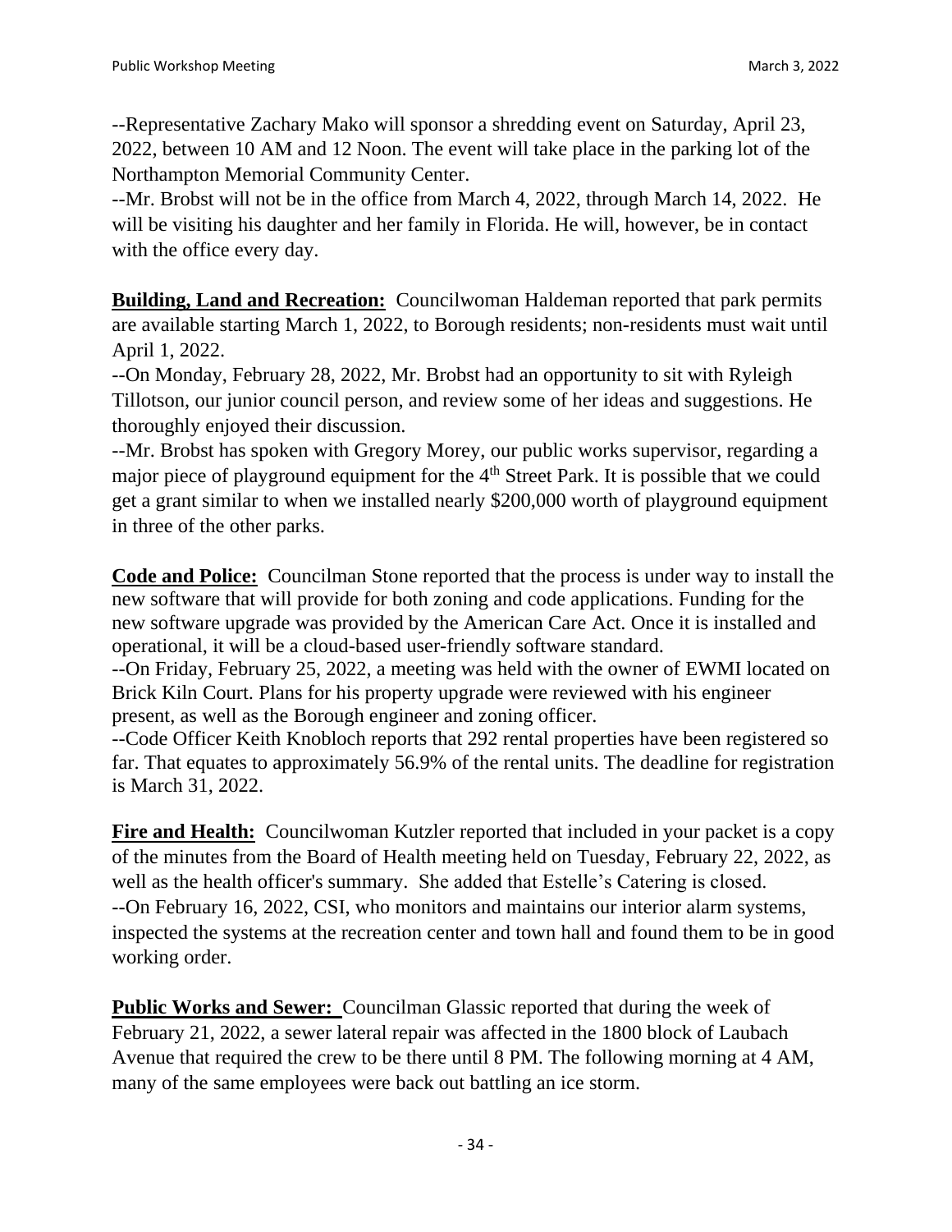--Representative Zachary Mako will sponsor a shredding event on Saturday, April 23, 2022, between 10 AM and 12 Noon. The event will take place in the parking lot of the Northampton Memorial Community Center.
--Mr. Brobst will not be in the office from March 4, 2022, through March 14, 2022. He will be visiting his daughter and her family in Florida. He will, however, be in contact with the office every day.

**Building, Land and Recreation:** Councilwoman Haldeman reported that park permits are available starting March 1, 2022, to Borough residents; non-residents must wait until April 1, 2022.
--On Monday, February 28, 2022, Mr. Brobst had an opportunity to sit with Ryleigh Tillotson, our junior council person, and review some of her ideas and suggestions. He thoroughly enjoyed their discussion.
--Mr. Brobst has spoken with Gregory Morey, our public works supervisor, regarding a major piece of playground equipment for the 4th Street Park. It is possible that we could get a grant similar to when we installed nearly $200,000 worth of playground equipment in three of the other parks.

**Code and Police:** Councilman Stone reported that the process is under way to install the new software that will provide for both zoning and code applications. Funding for the new software upgrade was provided by the American Care Act. Once it is installed and operational, it will be a cloud-based user-friendly software standard.
--On Friday, February 25, 2022, a meeting was held with the owner of EWMI located on Brick Kiln Court. Plans for his property upgrade were reviewed with his engineer present, as well as the Borough engineer and zoning officer.
--Code Officer Keith Knobloch reports that 292 rental properties have been registered so far. That equates to approximately 56.9% of the rental units. The deadline for registration is March 31, 2022.

**Fire and Health:** Councilwoman Kutzler reported that included in your packet is a copy of the minutes from the Board of Health meeting held on Tuesday, February 22, 2022, as well as the health officer's summary. She added that Estelle's Catering is closed.
--On February 16, 2022, CSI, who monitors and maintains our interior alarm systems, inspected the systems at the recreation center and town hall and found them to be in good working order.

**Public Works and Sewer:** Councilman Glassic reported that during the week of February 21, 2022, a sewer lateral repair was affected in the 1800 block of Laubach Avenue that required the crew to be there until 8 PM. The following morning at 4 AM, many of the same employees were back out battling an ice storm.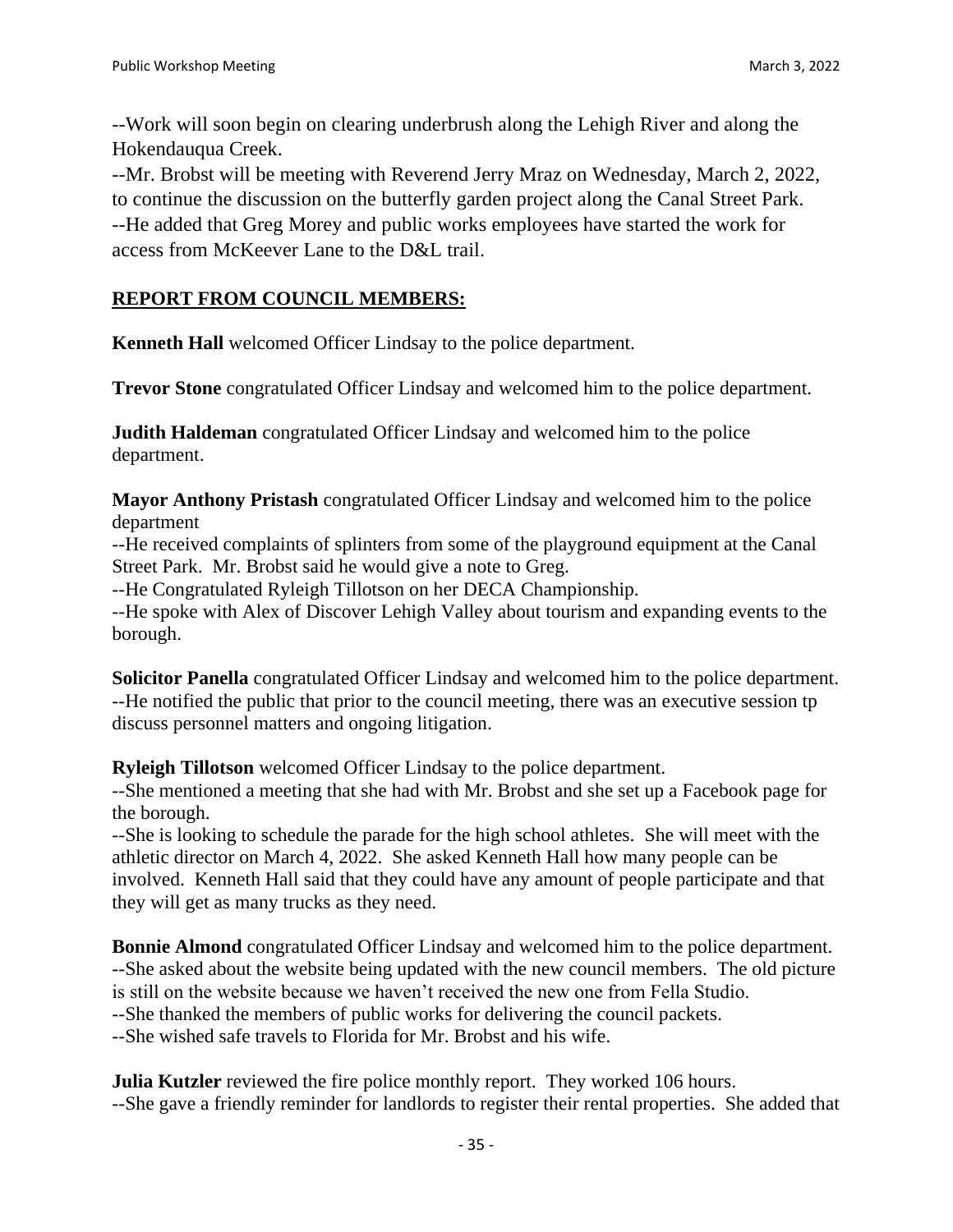--Work will soon begin on clearing underbrush along the Lehigh River and along the Hokendauqua Creek.
--Mr. Brobst will be meeting with Reverend Jerry Mraz on Wednesday, March 2, 2022, to continue the discussion on the butterfly garden project along the Canal Street Park.
--He added that Greg Morey and public works employees have started the work for access from McKeever Lane to the D&L trail.

**REPORT FROM COUNCIL MEMBERS:**

**Kenneth Hall** welcomed Officer Lindsay to the police department.

**Trevor Stone** congratulated Officer Lindsay and welcomed him to the police department.

**Judith Haldeman** congratulated Officer Lindsay and welcomed him to the police department.

**Mayor Anthony Pristash** congratulated Officer Lindsay and welcomed him to the police department
--He received complaints of splinters from some of the playground equipment at the Canal Street Park. Mr. Brobst said he would give a note to Greg.
--He Congratulated Ryleigh Tillotson on her DECA Championship.
--He spoke with Alex of Discover Lehigh Valley about tourism and expanding events to the borough.

**Solicitor Panella** congratulated Officer Lindsay and welcomed him to the police department.
--He notified the public that prior to the council meeting, there was an executive session tp discuss personnel matters and ongoing litigation.

**Ryleigh Tillotson** welcomed Officer Lindsay to the police department.
--She mentioned a meeting that she had with Mr. Brobst and she set up a Facebook page for the borough.
--She is looking to schedule the parade for the high school athletes. She will meet with the athletic director on March 4, 2022. She asked Kenneth Hall how many people can be involved. Kenneth Hall said that they could have any amount of people participate and that they will get as many trucks as they need.

**Bonnie Almond** congratulated Officer Lindsay and welcomed him to the police department.
--She asked about the website being updated with the new council members. The old picture is still on the website because we haven't received the new one from Fella Studio.
--She thanked the members of public works for delivering the council packets.
--She wished safe travels to Florida for Mr. Brobst and his wife.

**Julia Kutzler** reviewed the fire police monthly report. They worked 106 hours.
--She gave a friendly reminder for landlords to register their rental properties. She added that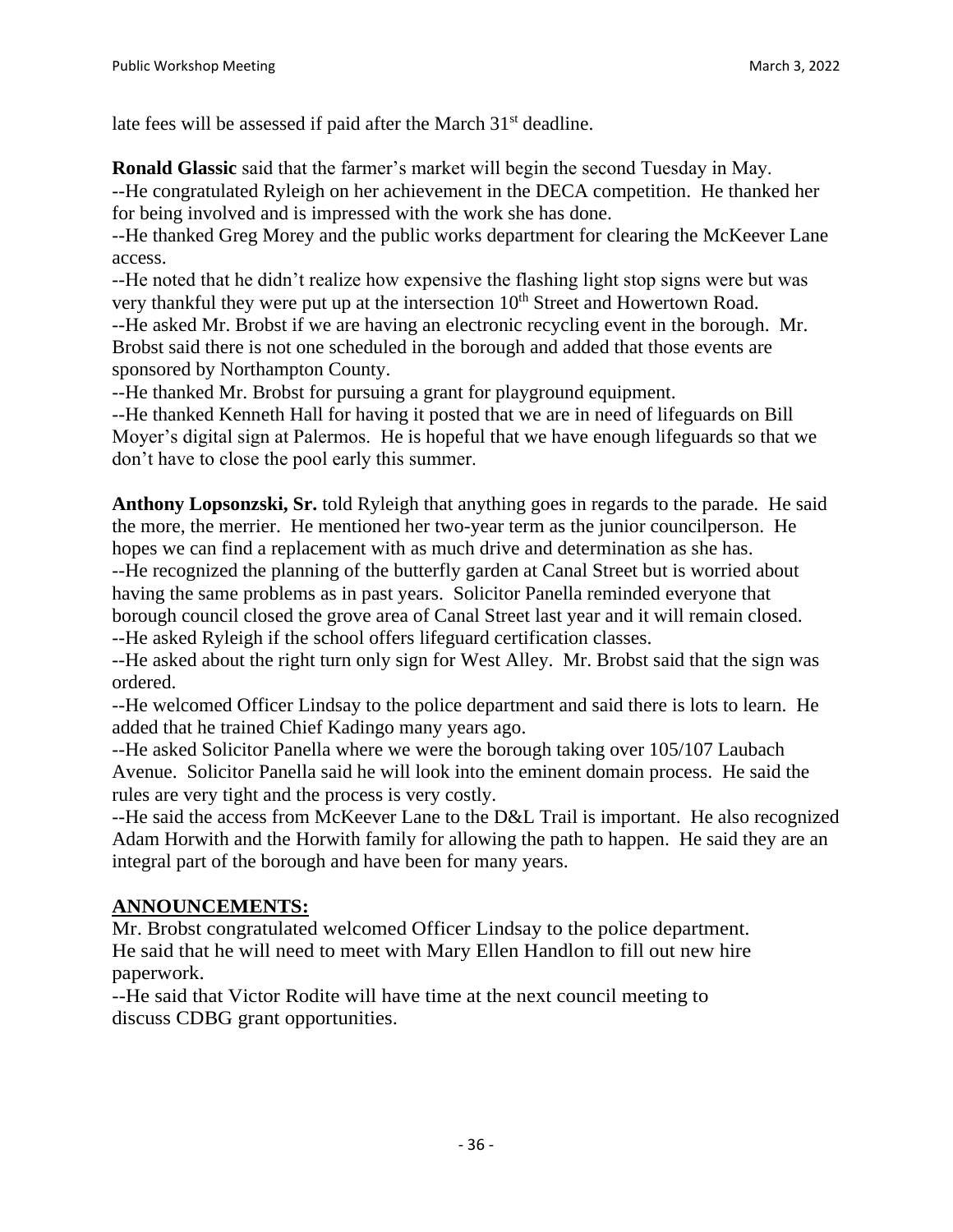late fees will be assessed if paid after the March 31st deadline.

**Ronald Glassic** said that the farmer's market will begin the second Tuesday in May.
--He congratulated Ryleigh on her achievement in the DECA competition. He thanked her for being involved and is impressed with the work she has done.
--He thanked Greg Morey and the public works department for clearing the McKeever Lane access.
--He noted that he didn't realize how expensive the flashing light stop signs were but was very thankful they were put up at the intersection 10th Street and Howertown Road.
--He asked Mr. Brobst if we are having an electronic recycling event in the borough. Mr. Brobst said there is not one scheduled in the borough and added that those events are sponsored by Northampton County.
--He thanked Mr. Brobst for pursuing a grant for playground equipment.
--He thanked Kenneth Hall for having it posted that we are in need of lifeguards on Bill Moyer's digital sign at Palermos. He is hopeful that we have enough lifeguards so that we don't have to close the pool early this summer.

**Anthony Lopsonzski, Sr.** told Ryleigh that anything goes in regards to the parade. He said the more, the merrier. He mentioned her two-year term as the junior councilperson. He hopes we can find a replacement with as much drive and determination as she has.
--He recognized the planning of the butterfly garden at Canal Street but is worried about having the same problems as in past years. Solicitor Panella reminded everyone that borough council closed the grove area of Canal Street last year and it will remain closed.
--He asked Ryleigh if the school offers lifeguard certification classes.
--He asked about the right turn only sign for West Alley. Mr. Brobst said that the sign was ordered.
--He welcomed Officer Lindsay to the police department and said there is lots to learn. He added that he trained Chief Kadingo many years ago.
--He asked Solicitor Panella where we were the borough taking over 105/107 Laubach Avenue. Solicitor Panella said he will look into the eminent domain process. He said the rules are very tight and the process is very costly.
--He said the access from McKeever Lane to the D&L Trail is important. He also recognized Adam Horwith and the Horwith family for allowing the path to happen. He said they are an integral part of the borough and have been for many years.

## ANNOUNCEMENTS:

Mr. Brobst congratulated welcomed Officer Lindsay to the police department. He said that he will need to meet with Mary Ellen Handlon to fill out new hire paperwork.
--He said that Victor Rodite will have time at the next council meeting to discuss CDBG grant opportunities.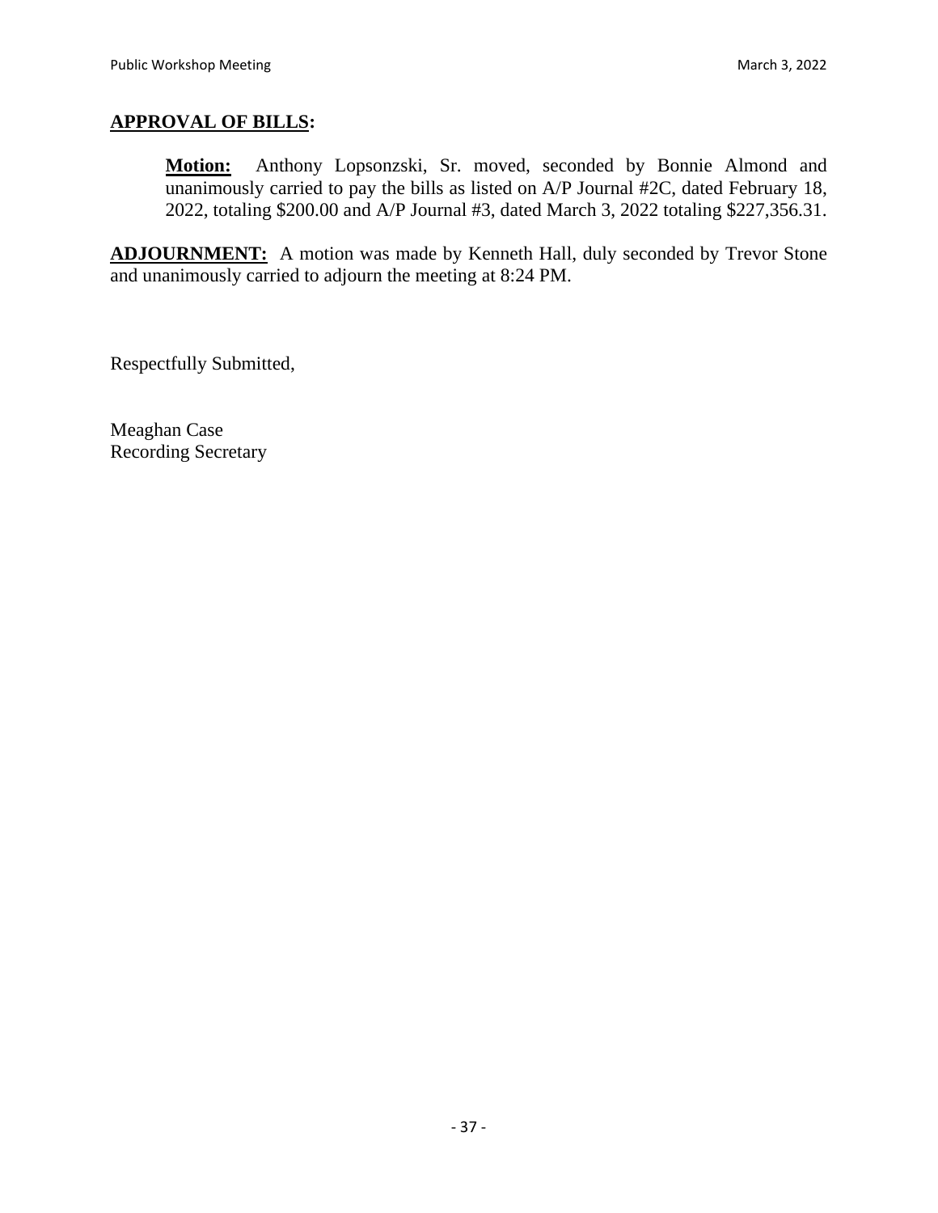**APPROVAL OF BILLS:**

> **Motion:** Anthony Lopsonzski, Sr. moved, seconded by Bonnie Almond and unanimously carried to pay the bills as listed on A/P Journal #2C, dated February 18, 2022, totaling $200.00 and A/P Journal #3, dated March 3, 2022 totaling $227,356.31.

**ADJOURNMENT:** A motion was made by Kenneth Hall, duly seconded by Trevor Stone and unanimously carried to adjourn the meeting at 8:24 PM.

Respectfully Submitted,

Meaghan Case
Recording Secretary